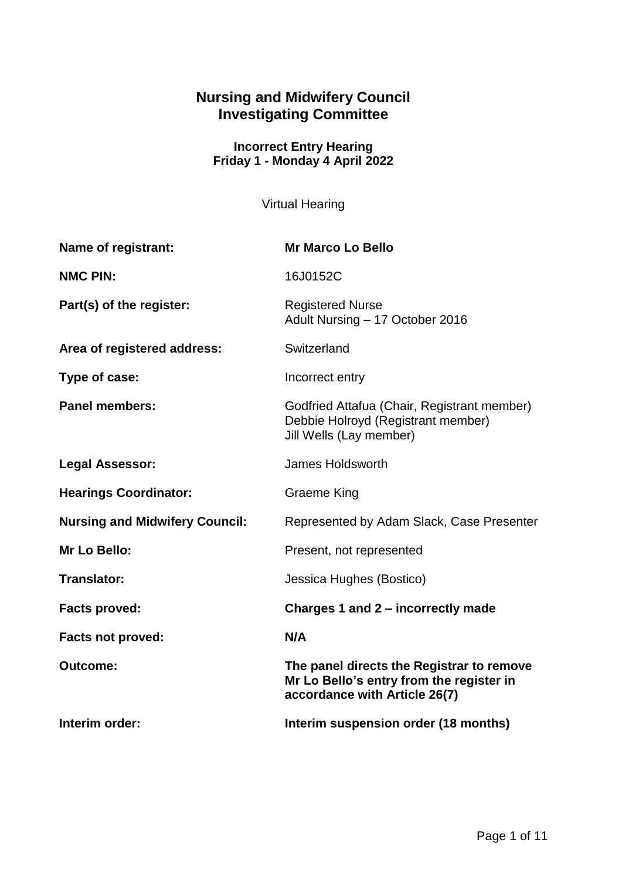# Nursing and Midwifery Council
# Investigating Committee

**Incorrect Entry Hearing**
**Friday 1 - Monday 4 April 2022**

Virtual Hearing

| | |
|---|---|
| **Name of registrant:** | **Mr Marco Lo Bello** |
| **NMC PIN:** | 16J0152C |
| **Part(s) of the register:** | Registered Nurse<br>Adult Nursing – 17 October 2016 |
| **Area of registered address:** | Switzerland |
| **Type of case:** | Incorrect entry |
| **Panel members:** | Godfried Attafua (Chair, Registrant member)<br>Debbie Holroyd (Registrant member)<br>Jill Wells (Lay member) |
| **Legal Assessor:** | James Holdsworth |
| **Hearings Coordinator:** | Graeme King |
| **Nursing and Midwifery Council:** | Represented by Adam Slack, Case Presenter |
| **Mr Lo Bello:** | Present, not represented |
| **Translator:** | Jessica Hughes (Bostico) |
| **Facts proved:** | **Charges 1 and 2 – incorrectly made** |
| **Facts not proved:** | **N/A** |
| **Outcome:** | **The panel directs the Registrar to remove Mr Lo Bello's entry from the register in accordance with Article 26(7)** |
| **Interim order:** | **Interim suspension order (18 months)** |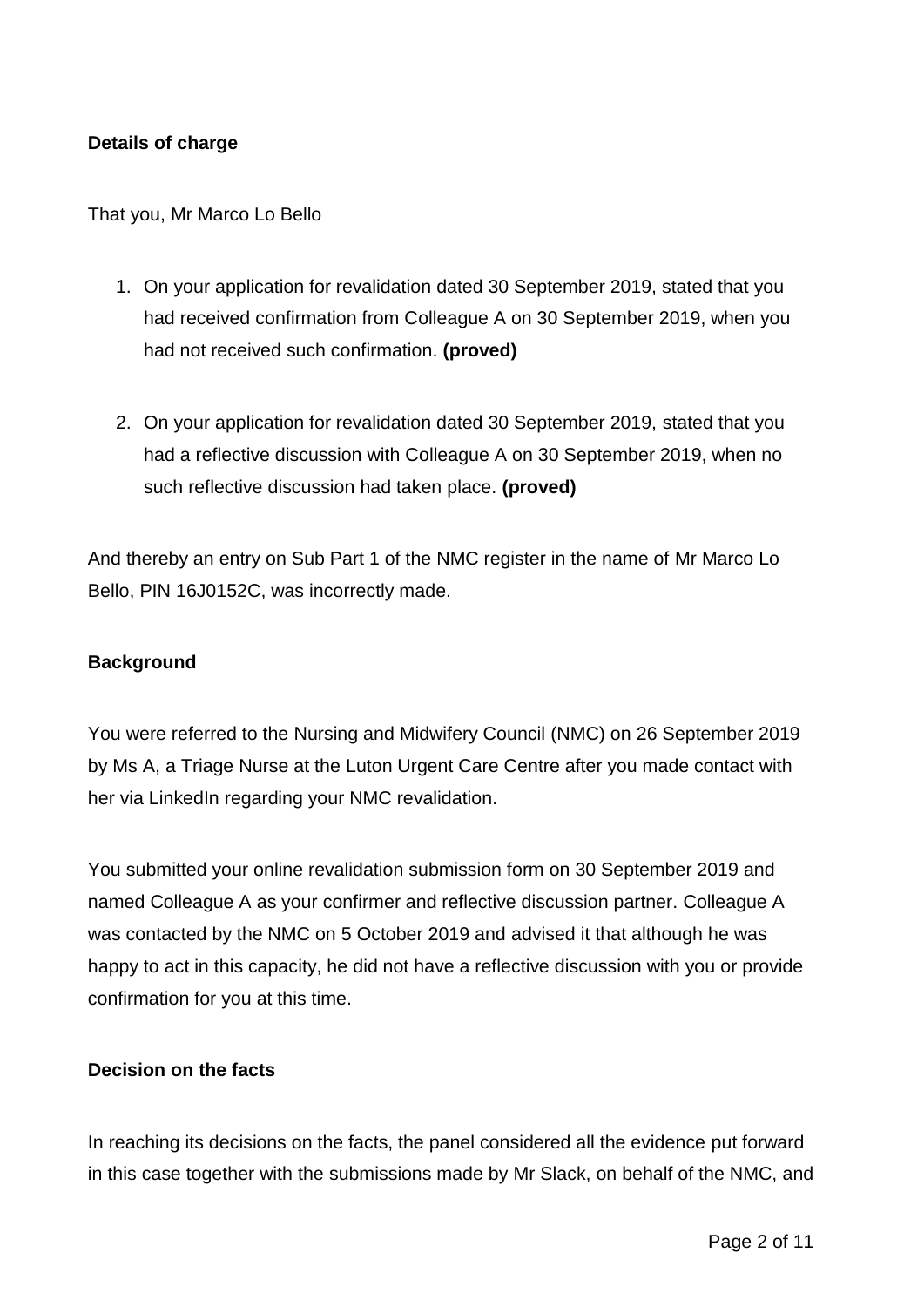**Details of charge**

That you, Mr Marco Lo Bello

1. On your application for revalidation dated 30 September 2019, stated that you had received confirmation from Colleague A on 30 September 2019, when you had not received such confirmation. **(proved)**

2. On your application for revalidation dated 30 September 2019, stated that you had a reflective discussion with Colleague A on 30 September 2019, when no such reflective discussion had taken place. **(proved)**

And thereby an entry on Sub Part 1 of the NMC register in the name of Mr Marco Lo Bello, PIN 16J0152C, was incorrectly made.

**Background**

You were referred to the Nursing and Midwifery Council (NMC) on 26 September 2019 by Ms A, a Triage Nurse at the Luton Urgent Care Centre after you made contact with her via LinkedIn regarding your NMC revalidation.

You submitted your online revalidation submission form on 30 September 2019 and named Colleague A as your confirmer and reflective discussion partner. Colleague A was contacted by the NMC on 5 October 2019 and advised it that although he was happy to act in this capacity, he did not have a reflective discussion with you or provide confirmation for you at this time.

**Decision on the facts**

In reaching its decisions on the facts, the panel considered all the evidence put forward in this case together with the submissions made by Mr Slack, on behalf of the NMC, and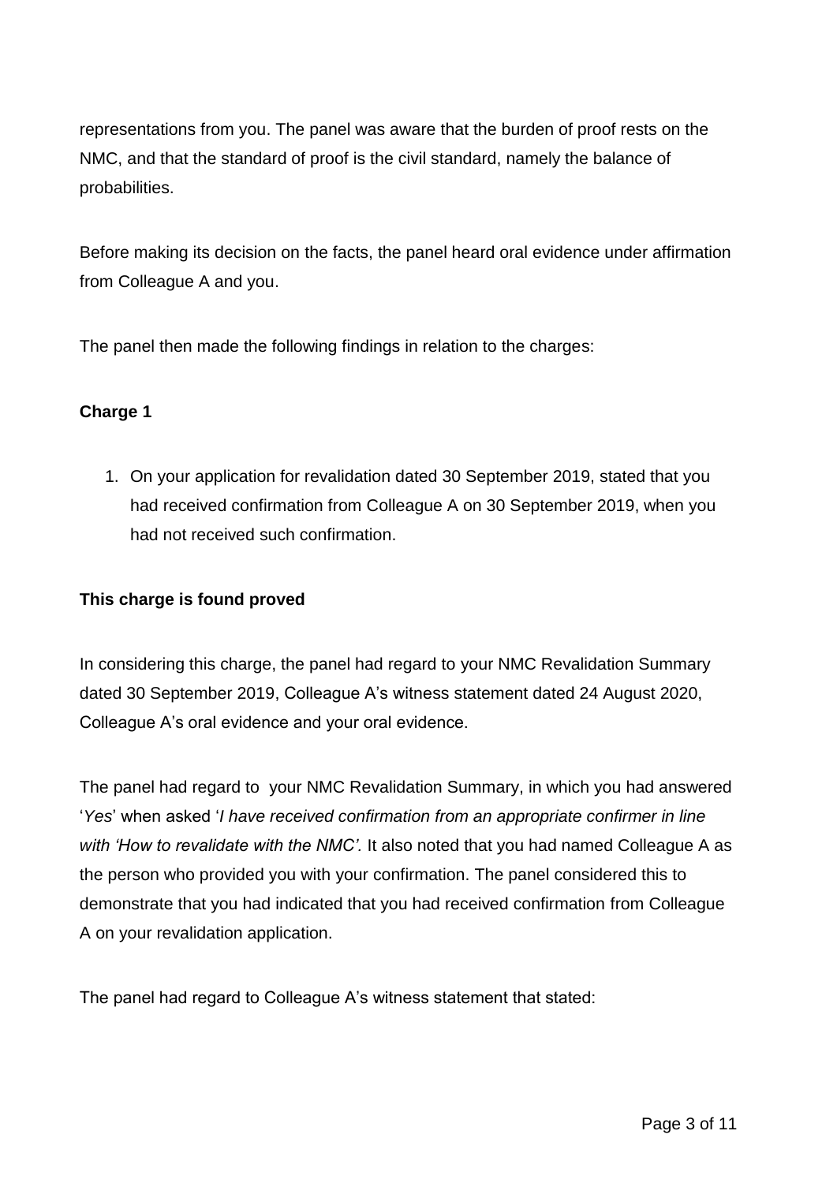representations from you. The panel was aware that the burden of proof rests on the NMC, and that the standard of proof is the civil standard, namely the balance of probabilities.

Before making its decision on the facts, the panel heard oral evidence under affirmation from Colleague A and you.

The panel then made the following findings in relation to the charges:

**Charge 1**

1. On your application for revalidation dated 30 September 2019, stated that you had received confirmation from Colleague A on 30 September 2019, when you had not received such confirmation.

**This charge is found proved**

In considering this charge, the panel had regard to your NMC Revalidation Summary dated 30 September 2019, Colleague A's witness statement dated 24 August 2020, Colleague A's oral evidence and your oral evidence.

The panel had regard to your NMC Revalidation Summary, in which you had answered '*Yes*' when asked '*I have received confirmation from an appropriate confirmer in line with 'How to revalidate with the NMC'.* It also noted that you had named Colleague A as the person who provided you with your confirmation. The panel considered this to demonstrate that you had indicated that you had received confirmation from Colleague A on your revalidation application.

The panel had regard to Colleague A's witness statement that stated: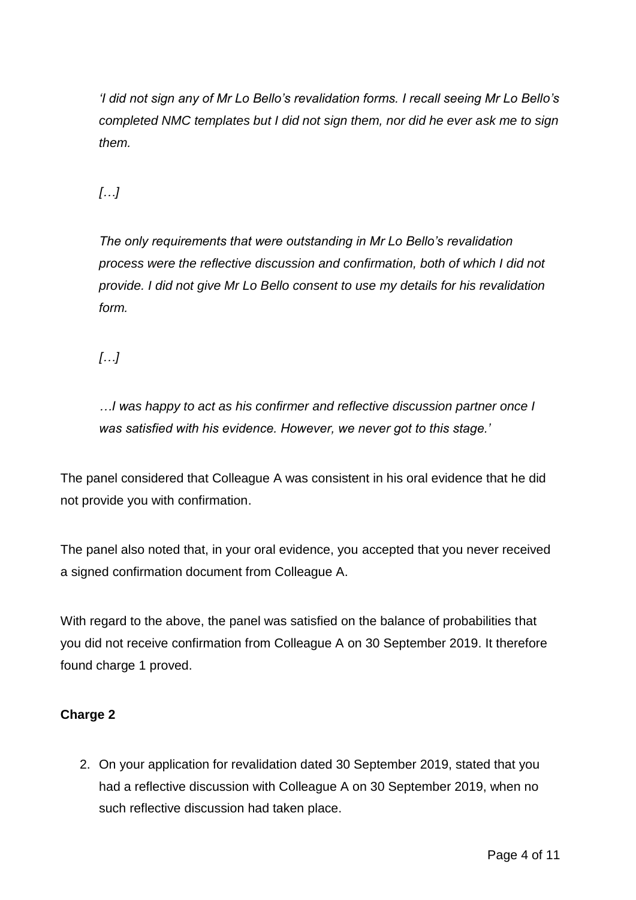*'I did not sign any of Mr Lo Bello's revalidation forms. I recall seeing Mr Lo Bello's completed NMC templates but I did not sign them, nor did he ever ask me to sign them.*

*[…]*

*The only requirements that were outstanding in Mr Lo Bello's revalidation process were the reflective discussion and confirmation, both of which I did not provide. I did not give Mr Lo Bello consent to use my details for his revalidation form.*

*[…]*

*…I was happy to act as his confirmer and reflective discussion partner once I was satisfied with his evidence. However, we never got to this stage.'*

The panel considered that Colleague A was consistent in his oral evidence that he did not provide you with confirmation.

The panel also noted that, in your oral evidence, you accepted that you never received a signed confirmation document from Colleague A.

With regard to the above, the panel was satisfied on the balance of probabilities that you did not receive confirmation from Colleague A on 30 September 2019. It therefore found charge 1 proved.

**Charge 2**

2. On your application for revalidation dated 30 September 2019, stated that you had a reflective discussion with Colleague A on 30 September 2019, when no such reflective discussion had taken place.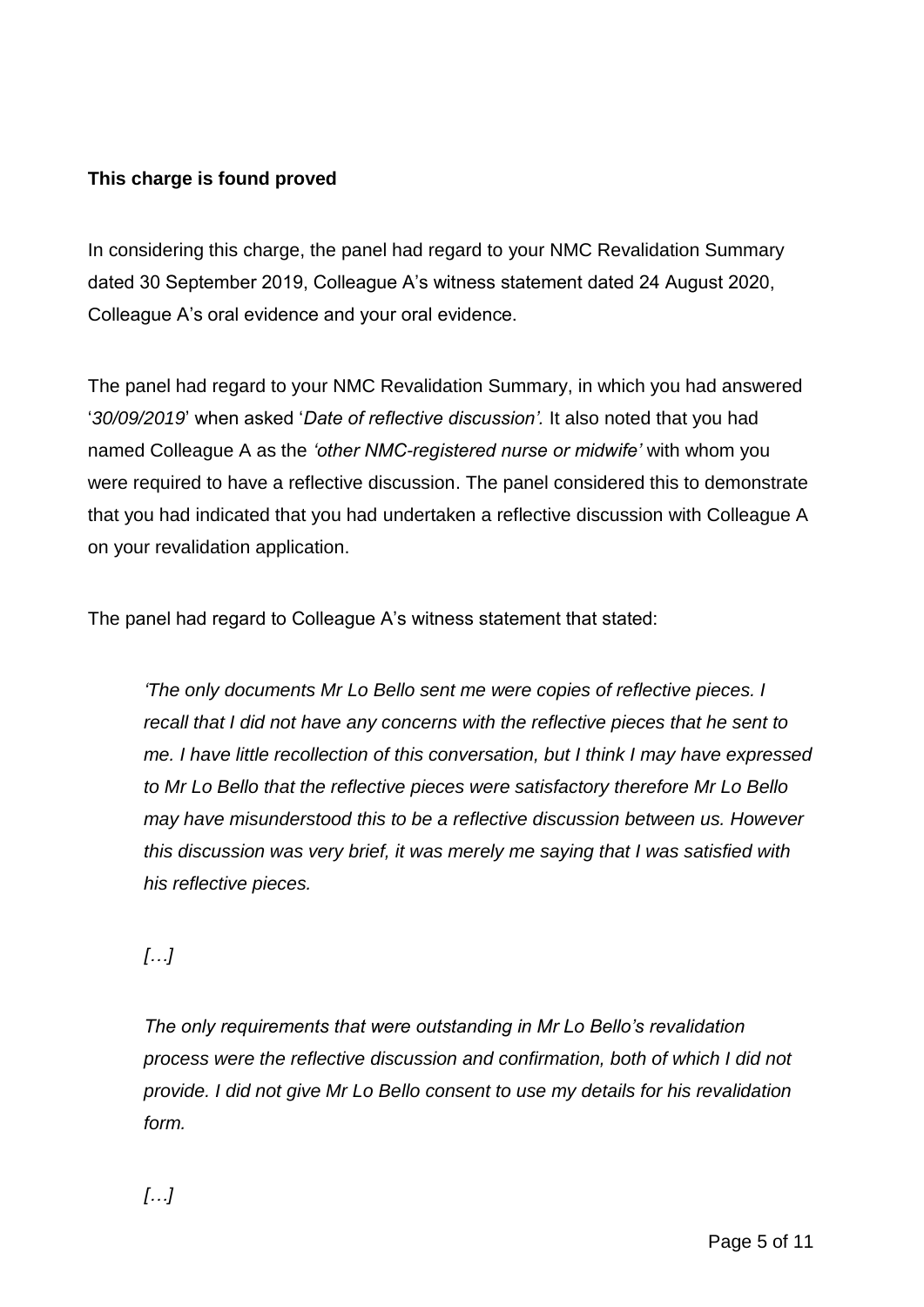**This charge is found proved**

In considering this charge, the panel had regard to your NMC Revalidation Summary dated 30 September 2019, Colleague A's witness statement dated 24 August 2020, Colleague A's oral evidence and your oral evidence.

The panel had regard to your NMC Revalidation Summary, in which you had answered '*30/09/2019*' when asked '*Date of reflective discussion'.* It also noted that you had named Colleague A as the *'other NMC-registered nurse or midwife'* with whom you were required to have a reflective discussion. The panel considered this to demonstrate that you had indicated that you had undertaken a reflective discussion with Colleague A on your revalidation application.

The panel had regard to Colleague A's witness statement that stated:

> *'The only documents Mr Lo Bello sent me were copies of reflective pieces. I recall that I did not have any concerns with the reflective pieces that he sent to me. I have little recollection of this conversation, but I think I may have expressed to Mr Lo Bello that the reflective pieces were satisfactory therefore Mr Lo Bello may have misunderstood this to be a reflective discussion between us. However this discussion was very brief, it was merely me saying that I was satisfied with his reflective pieces.*
>
> *[…]*
>
> *The only requirements that were outstanding in Mr Lo Bello's revalidation process were the reflective discussion and confirmation, both of which I did not provide. I did not give Mr Lo Bello consent to use my details for his revalidation form.*
>
> *[…]*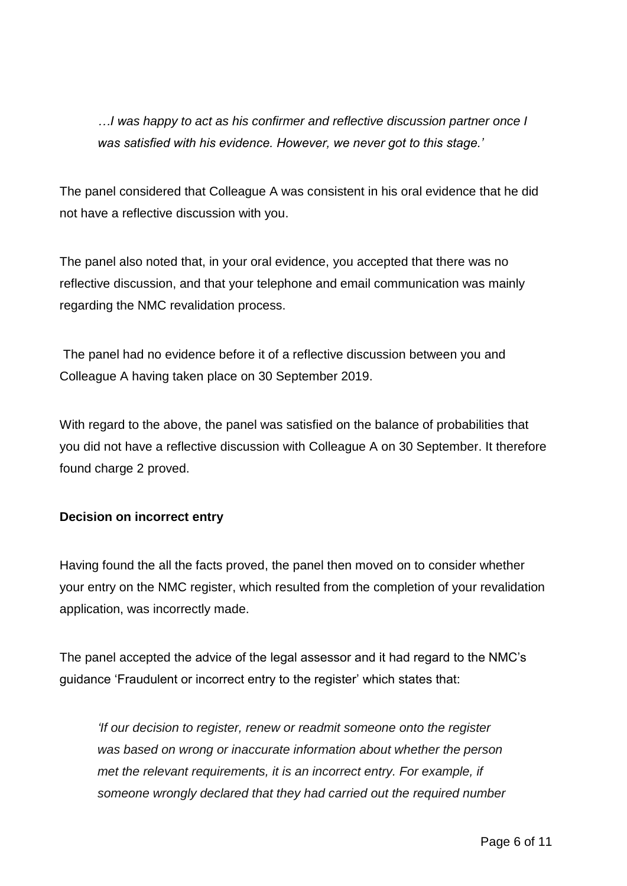*…I was happy to act as his confirmer and reflective discussion partner once I was satisfied with his evidence. However, we never got to this stage.'*

The panel considered that Colleague A was consistent in his oral evidence that he did not have a reflective discussion with you.

The panel also noted that, in your oral evidence, you accepted that there was no reflective discussion, and that your telephone and email communication was mainly regarding the NMC revalidation process.

The panel had no evidence before it of a reflective discussion between you and Colleague A having taken place on 30 September 2019.

With regard to the above, the panel was satisfied on the balance of probabilities that you did not have a reflective discussion with Colleague A on 30 September. It therefore found charge 2 proved.

**Decision on incorrect entry**

Having found the all the facts proved, the panel then moved on to consider whether your entry on the NMC register, which resulted from the completion of your revalidation application, was incorrectly made.

The panel accepted the advice of the legal assessor and it had regard to the NMC's guidance 'Fraudulent or incorrect entry to the register' which states that:

*'If our decision to register, renew or readmit someone onto the register was based on wrong or inaccurate information about whether the person met the relevant requirements, it is an incorrect entry. For example, if someone wrongly declared that they had carried out the required number*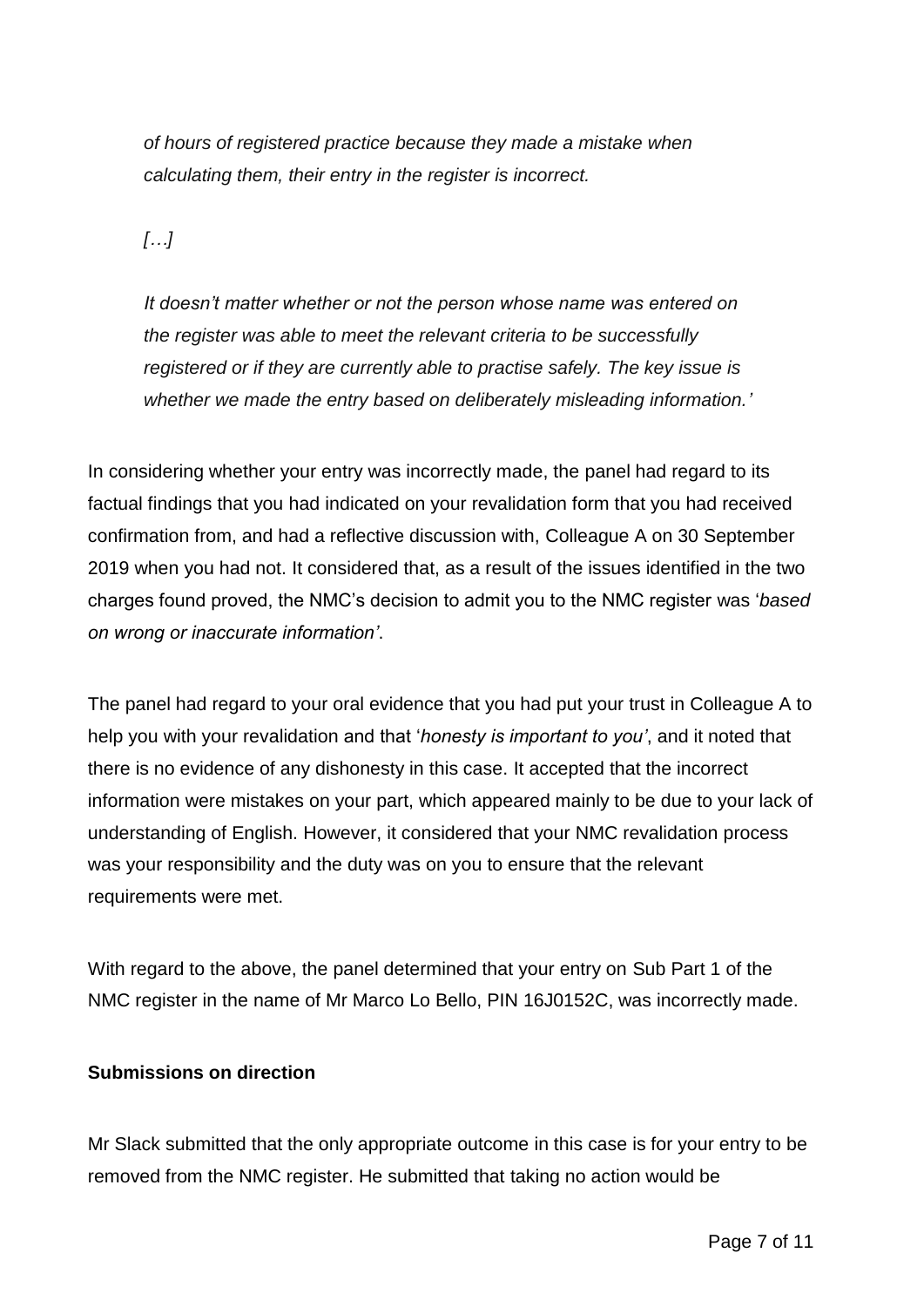*of hours of registered practice because they made a mistake when calculating them, their entry in the register is incorrect.*

*[…]*

*It doesn't matter whether or not the person whose name was entered on the register was able to meet the relevant criteria to be successfully registered or if they are currently able to practise safely. The key issue is whether we made the entry based on deliberately misleading information.'*

In considering whether your entry was incorrectly made, the panel had regard to its factual findings that you had indicated on your revalidation form that you had received confirmation from, and had a reflective discussion with, Colleague A on 30 September 2019 when you had not. It considered that, as a result of the issues identified in the two charges found proved, the NMC's decision to admit you to the NMC register was '*based on wrong or inaccurate information'*.

The panel had regard to your oral evidence that you had put your trust in Colleague A to help you with your revalidation and that '*honesty is important to you'*, and it noted that there is no evidence of any dishonesty in this case. It accepted that the incorrect information were mistakes on your part, which appeared mainly to be due to your lack of understanding of English. However, it considered that your NMC revalidation process was your responsibility and the duty was on you to ensure that the relevant requirements were met.

With regard to the above, the panel determined that your entry on Sub Part 1 of the NMC register in the name of Mr Marco Lo Bello, PIN 16J0152C, was incorrectly made.

**Submissions on direction**

Mr Slack submitted that the only appropriate outcome in this case is for your entry to be removed from the NMC register. He submitted that taking no action would be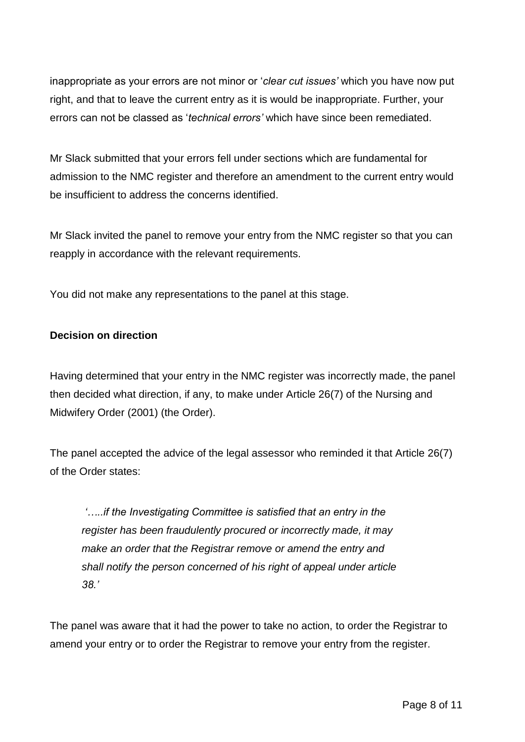inappropriate as your errors are not minor or '*clear cut issues'* which you have now put right, and that to leave the current entry as it is would be inappropriate. Further, your errors can not be classed as '*technical errors'* which have since been remediated.

Mr Slack submitted that your errors fell under sections which are fundamental for admission to the NMC register and therefore an amendment to the current entry would be insufficient to address the concerns identified.

Mr Slack invited the panel to remove your entry from the NMC register so that you can reapply in accordance with the relevant requirements.

You did not make any representations to the panel at this stage.

**Decision on direction**

Having determined that your entry in the NMC register was incorrectly made, the panel then decided what direction, if any, to make under Article 26(7) of the Nursing and Midwifery Order (2001) (the Order).

The panel accepted the advice of the legal assessor who reminded it that Article 26(7) of the Order states:

> *'…..if the Investigating Committee is satisfied that an entry in the register has been fraudulently procured or incorrectly made, it may make an order that the Registrar remove or amend the entry and shall notify the person concerned of his right of appeal under article 38.'*

The panel was aware that it had the power to take no action, to order the Registrar to amend your entry or to order the Registrar to remove your entry from the register.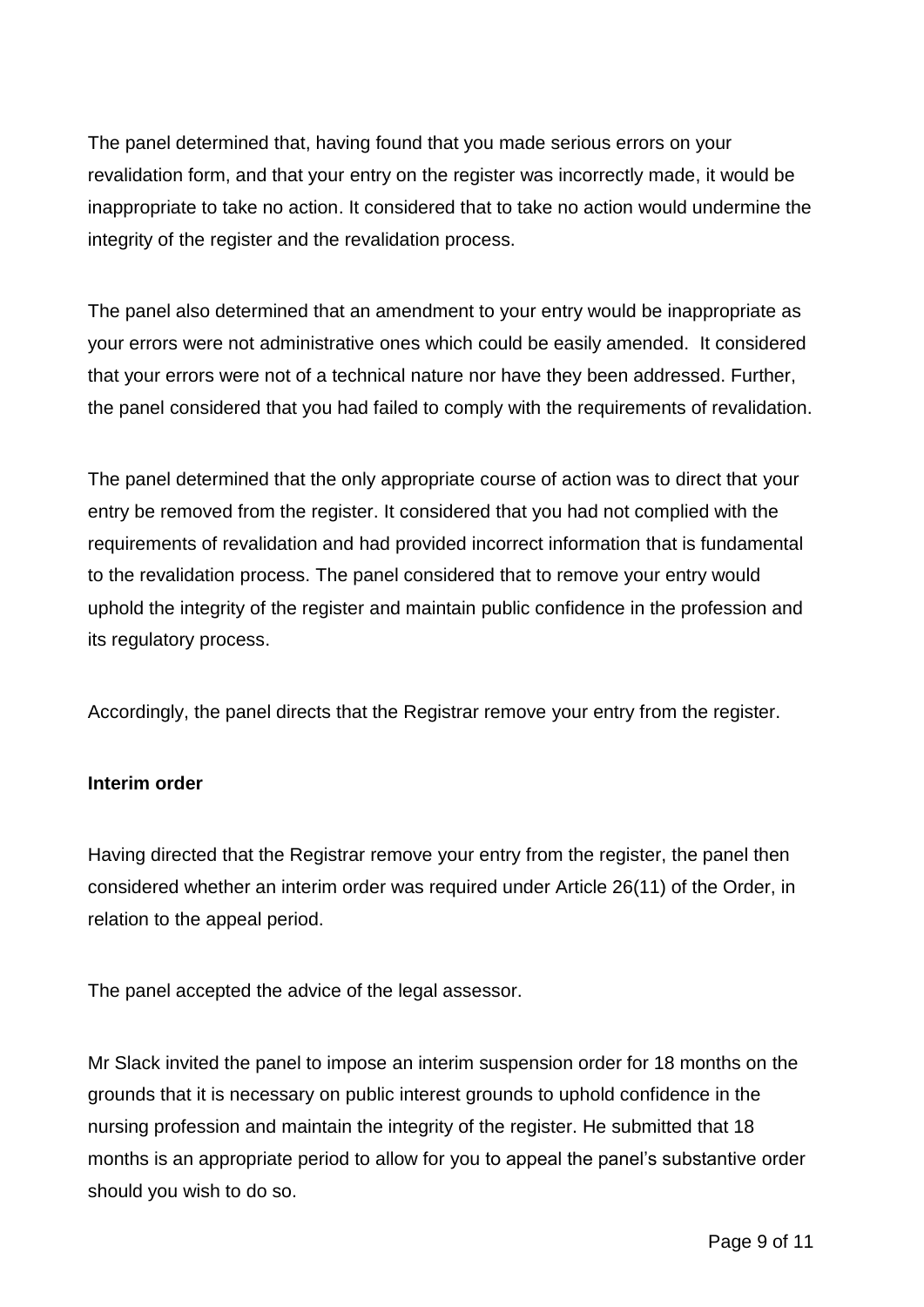The panel determined that, having found that you made serious errors on your revalidation form, and that your entry on the register was incorrectly made, it would be inappropriate to take no action. It considered that to take no action would undermine the integrity of the register and the revalidation process.

The panel also determined that an amendment to your entry would be inappropriate as your errors were not administrative ones which could be easily amended. It considered that your errors were not of a technical nature nor have they been addressed. Further, the panel considered that you had failed to comply with the requirements of revalidation.

The panel determined that the only appropriate course of action was to direct that your entry be removed from the register. It considered that you had not complied with the requirements of revalidation and had provided incorrect information that is fundamental to the revalidation process. The panel considered that to remove your entry would uphold the integrity of the register and maintain public confidence in the profession and its regulatory process.

Accordingly, the panel directs that the Registrar remove your entry from the register.

**Interim order**

Having directed that the Registrar remove your entry from the register, the panel then considered whether an interim order was required under Article 26(11) of the Order, in relation to the appeal period.

The panel accepted the advice of the legal assessor.

Mr Slack invited the panel to impose an interim suspension order for 18 months on the grounds that it is necessary on public interest grounds to uphold confidence in the nursing profession and maintain the integrity of the register. He submitted that 18 months is an appropriate period to allow for you to appeal the panel's substantive order should you wish to do so.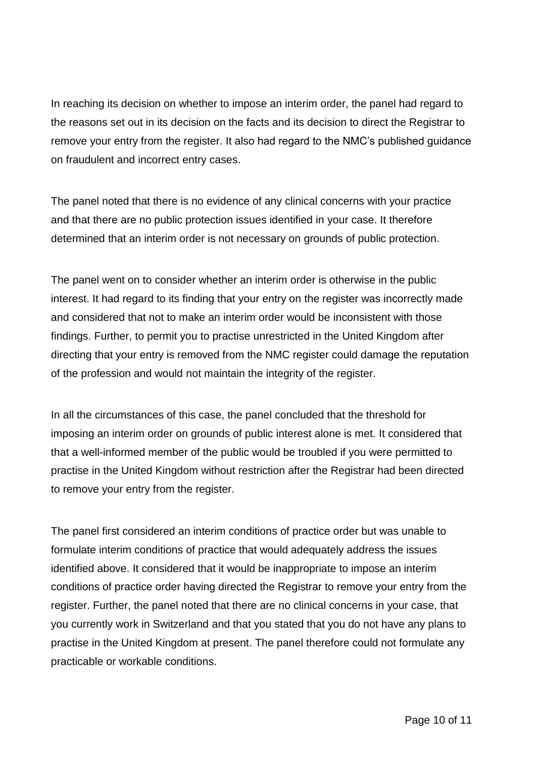In reaching its decision on whether to impose an interim order, the panel had regard to the reasons set out in its decision on the facts and its decision to direct the Registrar to remove your entry from the register. It also had regard to the NMC's published guidance on fraudulent and incorrect entry cases.

The panel noted that there is no evidence of any clinical concerns with your practice and that there are no public protection issues identified in your case. It therefore determined that an interim order is not necessary on grounds of public protection.

The panel went on to consider whether an interim order is otherwise in the public interest. It had regard to its finding that your entry on the register was incorrectly made and considered that not to make an interim order would be inconsistent with those findings. Further, to permit you to practise unrestricted in the United Kingdom after directing that your entry is removed from the NMC register could damage the reputation of the profession and would not maintain the integrity of the register.

In all the circumstances of this case, the panel concluded that the threshold for imposing an interim order on grounds of public interest alone is met. It considered that that a well-informed member of the public would be troubled if you were permitted to practise in the United Kingdom without restriction after the Registrar had been directed to remove your entry from the register.

The panel first considered an interim conditions of practice order but was unable to formulate interim conditions of practice that would adequately address the issues identified above. It considered that it would be inappropriate to impose an interim conditions of practice order having directed the Registrar to remove your entry from the register. Further, the panel noted that there are no clinical concerns in your case, that you currently work in Switzerland and that you stated that you do not have any plans to practise in the United Kingdom at present. The panel therefore could not formulate any practicable or workable conditions.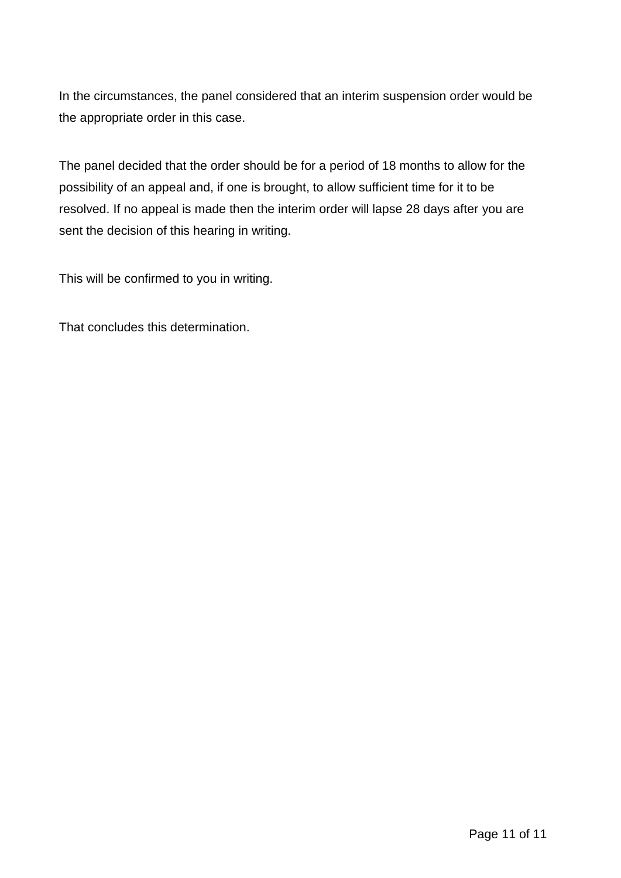In the circumstances, the panel considered that an interim suspension order would be the appropriate order in this case.

The panel decided that the order should be for a period of 18 months to allow for the possibility of an appeal and, if one is brought, to allow sufficient time for it to be resolved. If no appeal is made then the interim order will lapse 28 days after you are sent the decision of this hearing in writing.

This will be confirmed to you in writing.

That concludes this determination.